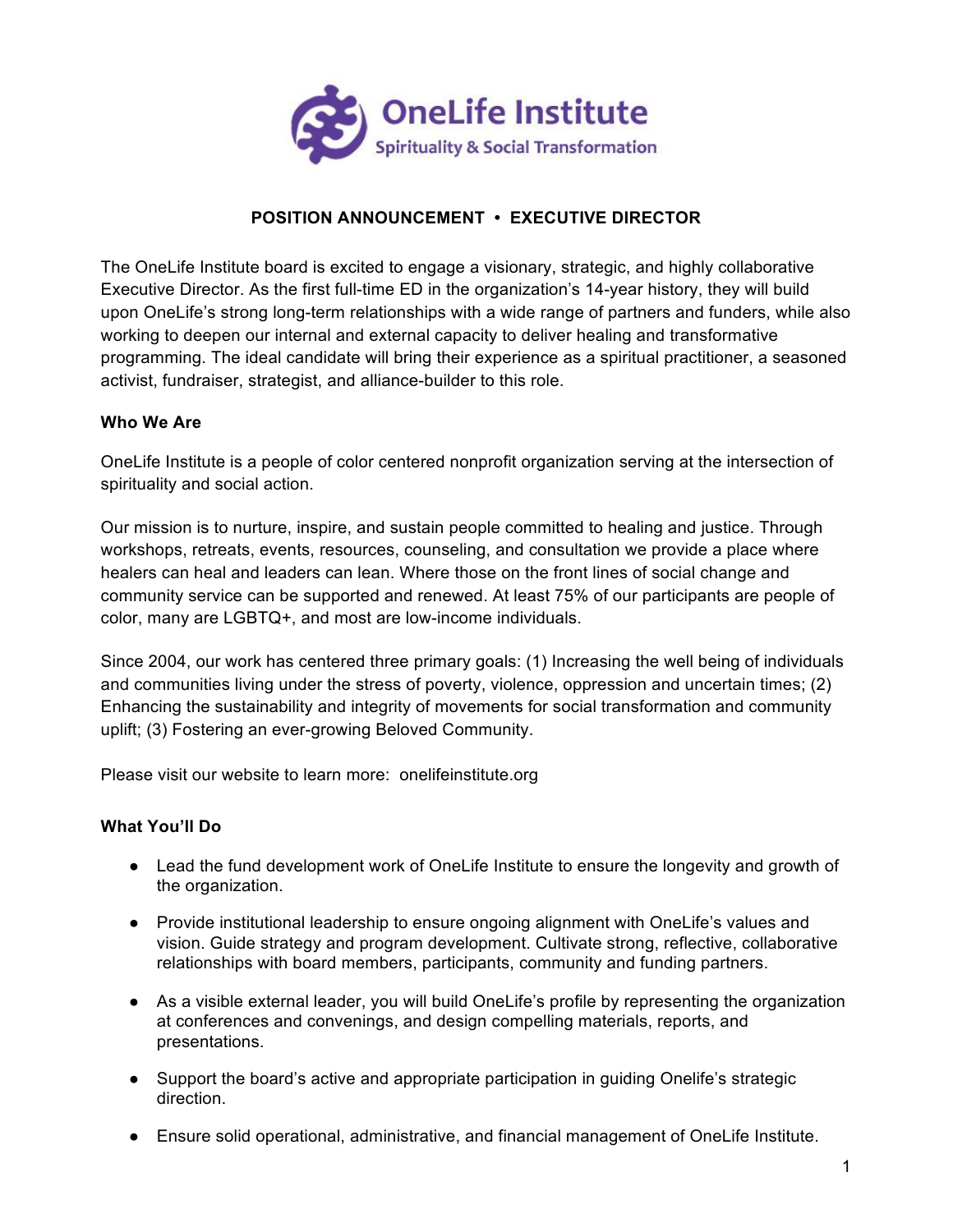OneLife Institute
Spirituality & Social Transformation

# POSITION ANNOUNCEMENT • EXECUTIVE DIRECTOR

The OneLife Institute board is excited to engage a visionary, strategic, and highly collaborative Executive Director. As the first full-time ED in the organization's 14-year history, they will build upon OneLife's strong long-term relationships with a wide range of partners and funders, while also working to deepen our internal and external capacity to deliver healing and transformative programming. The ideal candidate will bring their experience as a spiritual practitioner, a seasoned activist, fundraiser, strategist, and alliance-builder to this role.

## Who We Are

OneLife Institute is a people of color centered nonprofit organization serving at the intersection of spirituality and social action.

Our mission is to nurture, inspire, and sustain people committed to healing and justice. Through workshops, retreats, events, resources, counseling, and consultation we provide a place where healers can heal and leaders can lean. Where those on the front lines of social change and community service can be supported and renewed. At least 75% of our participants are people of color, many are LGBTQ+, and most are low-income individuals.

Since 2004, our work has centered three primary goals: (1) Increasing the well being of individuals and communities living under the stress of poverty, violence, oppression and uncertain times; (2) Enhancing the sustainability and integrity of movements for social transformation and community uplift; (3) Fostering an ever-growing Beloved Community.

Please visit our website to learn more: onelifeinstitute.org

## What You'll Do

- Lead the fund development work of OneLife Institute to ensure the longevity and growth of the organization.
- Provide institutional leadership to ensure ongoing alignment with OneLife's values and vision. Guide strategy and program development. Cultivate strong, reflective, collaborative relationships with board members, participants, community and funding partners.
- As a visible external leader, you will build OneLife's profile by representing the organization at conferences and convenings, and design compelling materials, reports, and presentations.
- Support the board's active and appropriate participation in guiding Onelife's strategic direction.
- Ensure solid operational, administrative, and financial management of OneLife Institute.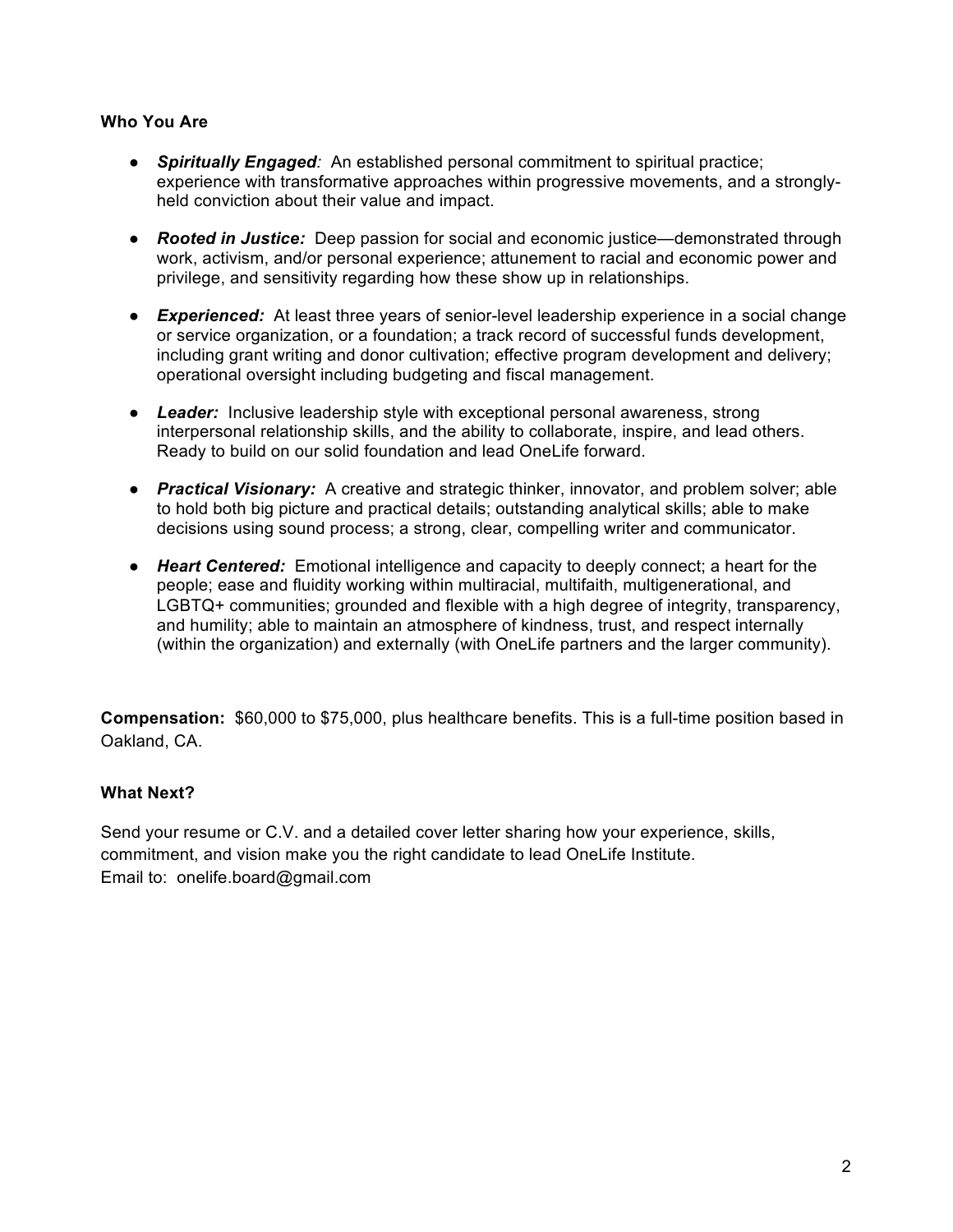**Who You Are**

- ***Spiritually Engaged****:* An established personal commitment to spiritual practice; experience with transformative approaches within progressive movements, and a strongly-held conviction about their value and impact.

- ***Rooted in Justice:*** Deep passion for social and economic justice—demonstrated through work, activism, and/or personal experience; attunement to racial and economic power and privilege, and sensitivity regarding how these show up in relationships.

- ***Experienced:*** At least three years of senior-level leadership experience in a social change or service organization, or a foundation; a track record of successful funds development, including grant writing and donor cultivation; effective program development and delivery; operational oversight including budgeting and fiscal management.

- ***Leader:*** Inclusive leadership style with exceptional personal awareness, strong interpersonal relationship skills, and the ability to collaborate, inspire, and lead others. Ready to build on our solid foundation and lead OneLife forward.

- ***Practical Visionary:*** A creative and strategic thinker, innovator, and problem solver; able to hold both big picture and practical details; outstanding analytical skills; able to make decisions using sound process; a strong, clear, compelling writer and communicator.

- ***Heart Centered:*** Emotional intelligence and capacity to deeply connect; a heart for the people; ease and fluidity working within multiracial, multifaith, multigenerational, and LGBTQ+ communities; grounded and flexible with a high degree of integrity, transparency, and humility; able to maintain an atmosphere of kindness, trust, and respect internally (within the organization) and externally (with OneLife partners and the larger community).

**Compensation:** $60,000 to $75,000, plus healthcare benefits. This is a full-time position based in Oakland, CA.

**What Next?**

Send your resume or C.V. and a detailed cover letter sharing how your experience, skills, commitment, and vision make you the right candidate to lead OneLife Institute.
Email to: onelife.board@gmail.com